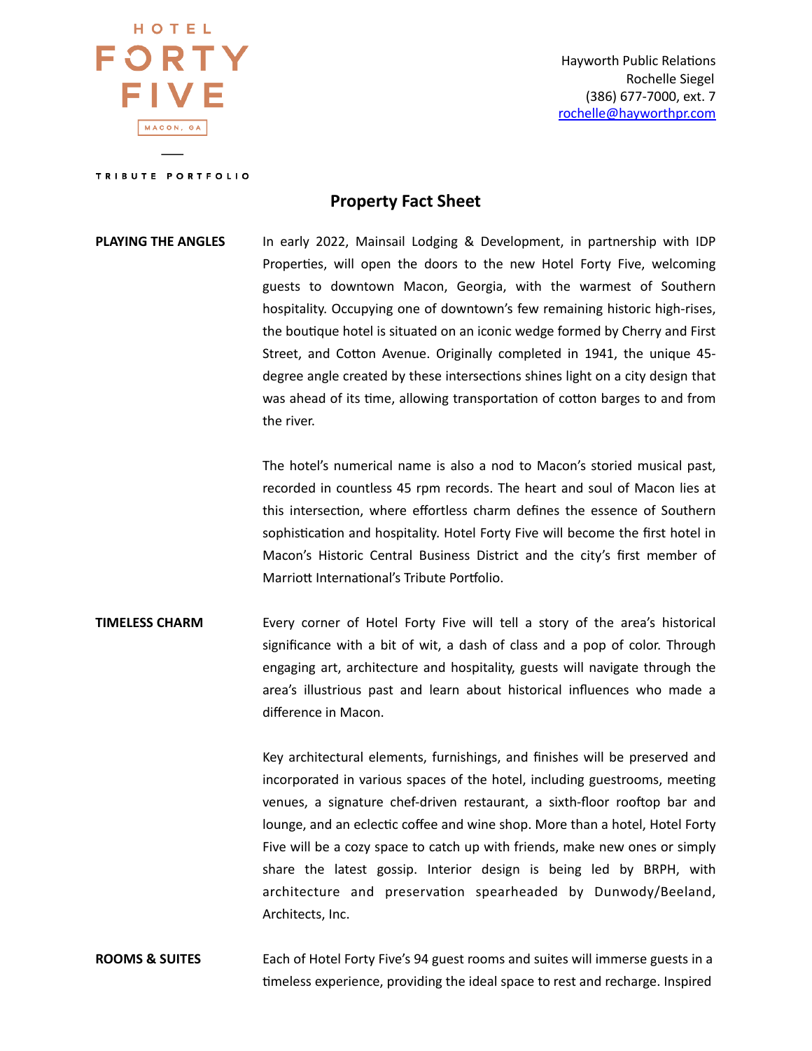HOTEL FORTY FIVE
MACON, GA
TRIBUTE PORTFOLIO

Hayworth Public Relations
Rochelle Siegel
(386) 677-7000, ext. 7
rochelle@hayworthpr.com

# Property Fact Sheet

**PLAYING THE ANGLES**

In early 2022, Mainsail Lodging & Development, in partnership with IDP Properties, will open the doors to the new Hotel Forty Five, welcoming guests to downtown Macon, Georgia, with the warmest of Southern hospitality. Occupying one of downtown's few remaining historic high-rises, the boutique hotel is situated on an iconic wedge formed by Cherry and First Street, and Cotton Avenue. Originally completed in 1941, the unique 45-degree angle created by these intersections shines light on a city design that was ahead of its time, allowing transportation of cotton barges to and from the river.

The hotel's numerical name is also a nod to Macon's storied musical past, recorded in countless 45 rpm records. The heart and soul of Macon lies at this intersection, where effortless charm defines the essence of Southern sophistication and hospitality. Hotel Forty Five will become the first hotel in Macon's Historic Central Business District and the city's first member of Marriott International's Tribute Portfolio.

**TIMELESS CHARM**

Every corner of Hotel Forty Five will tell a story of the area's historical significance with a bit of wit, a dash of class and a pop of color. Through engaging art, architecture and hospitality, guests will navigate through the area's illustrious past and learn about historical influences who made a difference in Macon.

Key architectural elements, furnishings, and finishes will be preserved and incorporated in various spaces of the hotel, including guestrooms, meeting venues, a signature chef-driven restaurant, a sixth-floor rooftop bar and lounge, and an eclectic coffee and wine shop. More than a hotel, Hotel Forty Five will be a cozy space to catch up with friends, make new ones or simply share the latest gossip. Interior design is being led by BRPH, with architecture and preservation spearheaded by Dunwody/Beeland, Architects, Inc.

**ROOMS & SUITES**

Each of Hotel Forty Five's 94 guest rooms and suites will immerse guests in a timeless experience, providing the ideal space to rest and recharge. Inspired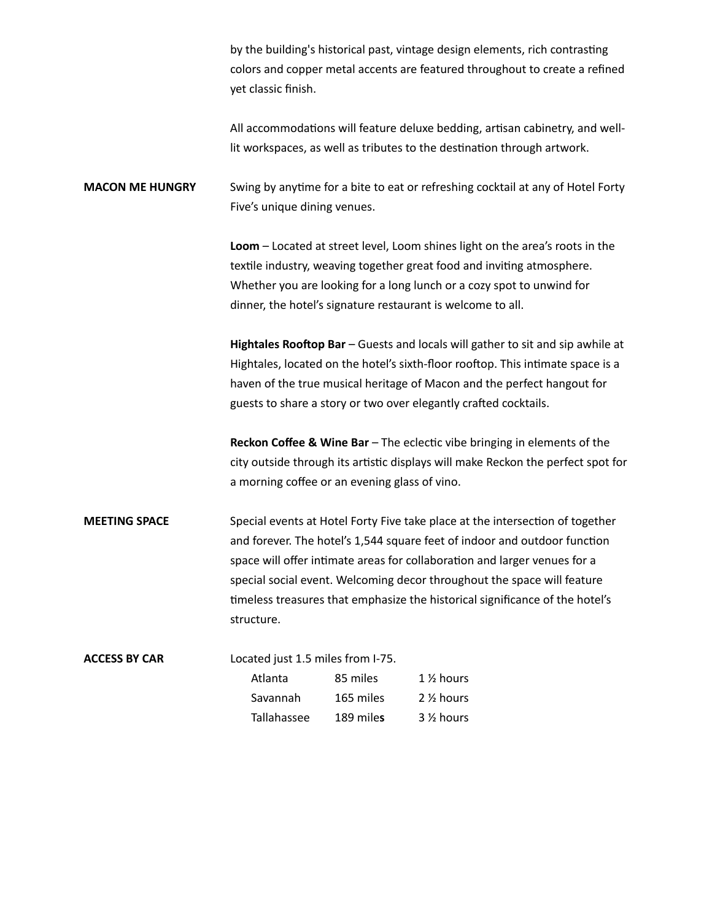by the building's historical past, vintage design elements, rich contrasting colors and copper metal accents are featured throughout to create a refined yet classic finish.

All accommodations will feature deluxe bedding, artisan cabinetry, and well-lit workspaces, as well as tributes to the destination through artwork.

**MACON ME HUNGRY**

Swing by anytime for a bite to eat or refreshing cocktail at any of Hotel Forty Five's unique dining venues.

**Loom** – Located at street level, Loom shines light on the area's roots in the textile industry, weaving together great food and inviting atmosphere. Whether you are looking for a long lunch or a cozy spot to unwind for dinner, the hotel's signature restaurant is welcome to all.

**Hightales Rooftop Bar** – Guests and locals will gather to sit and sip awhile at Hightales, located on the hotel's sixth-floor rooftop. This intimate space is a haven of the true musical heritage of Macon and the perfect hangout for guests to share a story or two over elegantly crafted cocktails.

**Reckon Coffee & Wine Bar** – The eclectic vibe bringing in elements of the city outside through its artistic displays will make Reckon the perfect spot for a morning coffee or an evening glass of vino.

**MEETING SPACE**

Special events at Hotel Forty Five take place at the intersection of together and forever. The hotel's 1,544 square feet of indoor and outdoor function space will offer intimate areas for collaboration and larger venues for a special social event. Welcoming decor throughout the space will feature timeless treasures that emphasize the historical significance of the hotel's structure.

**ACCESS BY CAR**

Located just 1.5 miles from I-75.

| | | |
|---|---|---|
| Atlanta | 85 miles | 1 ½ hours |
| Savannah | 165 miles | 2 ½ hours |
| Tallahassee | 189 miles | 3 ½ hours |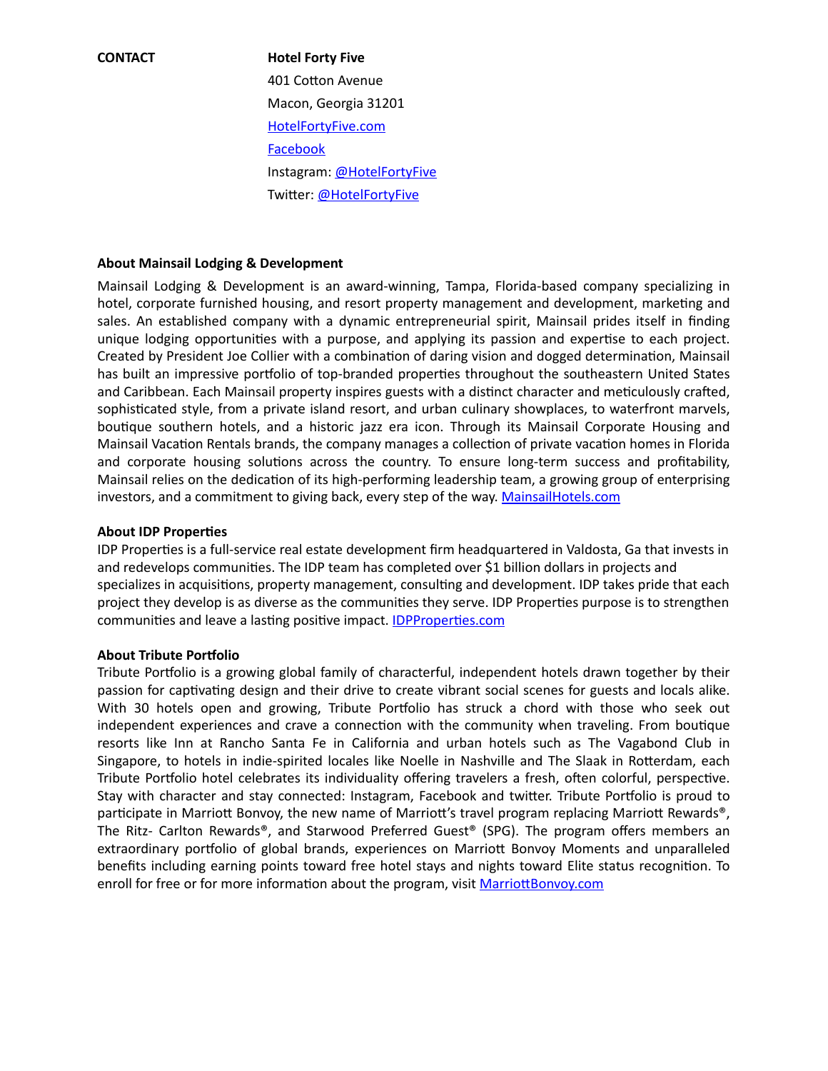**CONTACT**

**Hotel Forty Five**
401 Cotton Avenue
Macon, Georgia 31201
[HotelFortyFive.com](HotelFortyFive.com)
[Facebook](Facebook)
Instagram: [@HotelFortyFive](@HotelFortyFive)
Twitter: [@HotelFortyFive](@HotelFortyFive)

**About Mainsail Lodging & Development**

Mainsail Lodging & Development is an award-winning, Tampa, Florida-based company specializing in hotel, corporate furnished housing, and resort property management and development, marketing and sales. An established company with a dynamic entrepreneurial spirit, Mainsail prides itself in finding unique lodging opportunities with a purpose, and applying its passion and expertise to each project. Created by President Joe Collier with a combination of daring vision and dogged determination, Mainsail has built an impressive portfolio of top-branded properties throughout the southeastern United States and Caribbean. Each Mainsail property inspires guests with a distinct character and meticulously crafted, sophisticated style, from a private island resort, and urban culinary showplaces, to waterfront marvels, boutique southern hotels, and a historic jazz era icon. Through its Mainsail Corporate Housing and Mainsail Vacation Rentals brands, the company manages a collection of private vacation homes in Florida and corporate housing solutions across the country. To ensure long-term success and profitability, Mainsail relies on the dedication of its high-performing leadership team, a growing group of enterprising investors, and a commitment to giving back, every step of the way. [MainsailHotels.com](MainsailHotels.com)

**About IDP Properties**

IDP Properties is a full-service real estate development firm headquartered in Valdosta, Ga that invests in and redevelops communities. The IDP team has completed over $1 billion dollars in projects and specializes in acquisitions, property management, consulting and development. IDP takes pride that each project they develop is as diverse as the communities they serve. IDP Properties purpose is to strengthen communities and leave a lasting positive impact. [IDPProperties.com](IDPProperties.com)

**About Tribute Portfolio**

Tribute Portfolio is a growing global family of characterful, independent hotels drawn together by their passion for captivating design and their drive to create vibrant social scenes for guests and locals alike. With 30 hotels open and growing, Tribute Portfolio has struck a chord with those who seek out independent experiences and crave a connection with the community when traveling. From boutique resorts like Inn at Rancho Santa Fe in California and urban hotels such as The Vagabond Club in Singapore, to hotels in indie-spirited locales like Noelle in Nashville and The Slaak in Rotterdam, each Tribute Portfolio hotel celebrates its individuality offering travelers a fresh, often colorful, perspective. Stay with character and stay connected: Instagram, Facebook and twitter. Tribute Portfolio is proud to participate in Marriott Bonvoy, the new name of Marriott's travel program replacing Marriott Rewards®, The Ritz- Carlton Rewards®, and Starwood Preferred Guest® (SPG). The program offers members an extraordinary portfolio of global brands, experiences on Marriott Bonvoy Moments and unparalleled benefits including earning points toward free hotel stays and nights toward Elite status recognition. To enroll for free or for more information about the program, visit [MarriottBonvoy.com](MarriottBonvoy.com)